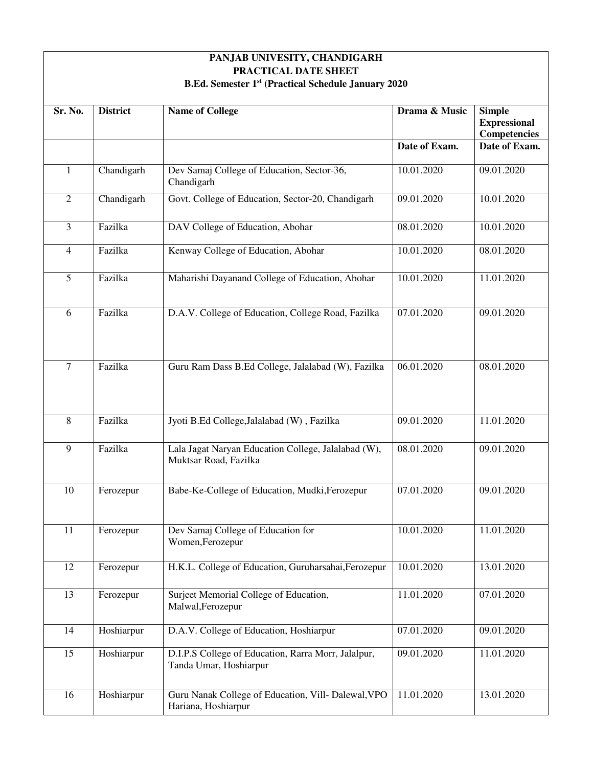# PANJAB UNIVESITY, CHANDIGARH
## PRACTICAL DATE SHEET
### B.Ed. Semester 1st (Practical Schedule January 2020

| Sr. No. | District | Name of College | Drama & Music | Simple Expressional Competencies |
|---|---|---|---|---|
| | | | Date of Exam. | Date of Exam. |
| 1 | Chandigarh | Dev Samaj College of Education, Sector-36, Chandigarh | 10.01.2020 | 09.01.2020 |
| 2 | Chandigarh | Govt. College of Education, Sector-20, Chandigarh | 09.01.2020 | 10.01.2020 |
| 3 | Fazilka | DAV College of Education, Abohar | 08.01.2020 | 10.01.2020 |
| 4 | Fazilka | Kenway College of Education, Abohar | 10.01.2020 | 08.01.2020 |
| 5 | Fazilka | Maharishi Dayanand College of Education, Abohar | 10.01.2020 | 11.01.2020 |
| 6 | Fazilka | D.A.V. College of Education, College Road, Fazilka | 07.01.2020 | 09.01.2020 |
| 7 | Fazilka | Guru Ram Dass B.Ed College, Jalalabad (W), Fazilka | 06.01.2020 | 08.01.2020 |
| 8 | Fazilka | Jyoti B.Ed College,Jalalabad (W) , Fazilka | 09.01.2020 | 11.01.2020 |
| 9 | Fazilka | Lala Jagat Naryan Education College, Jalalabad (W), Muktsar Road, Fazilka | 08.01.2020 | 09.01.2020 |
| 10 | Ferozepur | Babe-Ke-College of Education, Mudki,Ferozepur | 07.01.2020 | 09.01.2020 |
| 11 | Ferozepur | Dev Samaj College of Education for Women,Ferozepur | 10.01.2020 | 11.01.2020 |
| 12 | Ferozepur | H.K.L. College of Education, Guruharsahai,Ferozepur | 10.01.2020 | 13.01.2020 |
| 13 | Ferozepur | Surjeet Memorial College of Education, Malwal,Ferozepur | 11.01.2020 | 07.01.2020 |
| 14 | Hoshiarpur | D.A.V. College of Education, Hoshiarpur | 07.01.2020 | 09.01.2020 |
| 15 | Hoshiarpur | D.I.P.S College of Education, Rarra Morr, Jalalpur, Tanda Umar, Hoshiarpur | 09.01.2020 | 11.01.2020 |
| 16 | Hoshiarpur | Guru Nanak College of Education, Vill- Dalewal,VPO Hariana, Hoshiarpur | 11.01.2020 | 13.01.2020 |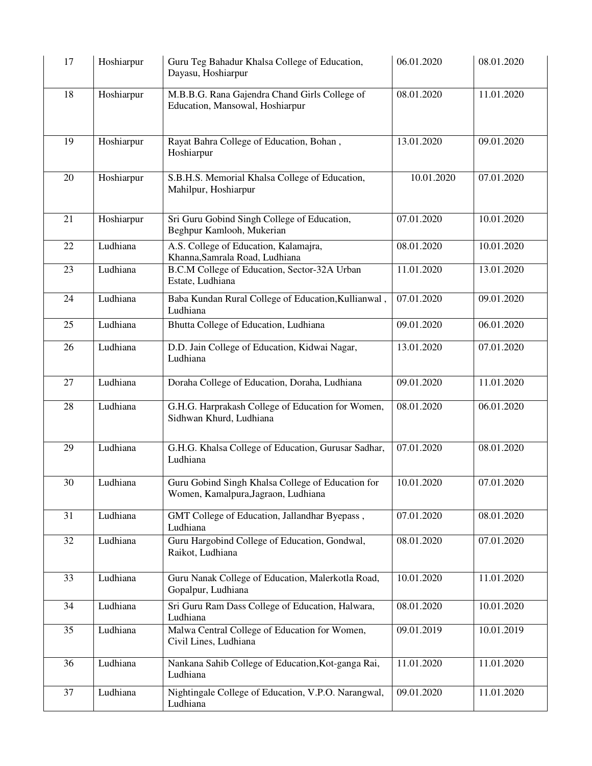| 17 | Hoshiarpur | Guru Teg Bahadur Khalsa College of Education, Dayasu, Hoshiarpur | 06.01.2020 | 08.01.2020 |
|---|---|---|---|---|
| 18 | Hoshiarpur | M.B.B.G. Rana Gajendra Chand Girls College of Education, Mansowal, Hoshiarpur | 08.01.2020 | 11.01.2020 |
| 19 | Hoshiarpur | Rayat Bahra College of Education, Bohan , Hoshiarpur | 13.01.2020 | 09.01.2020 |
| 20 | Hoshiarpur | S.B.H.S. Memorial Khalsa College of Education, Mahilpur, Hoshiarpur | 10.01.2020 | 07.01.2020 |
| 21 | Hoshiarpur | Sri Guru Gobind Singh College of Education, Beghpur Kamlooh, Mukerian | 07.01.2020 | 10.01.2020 |
| 22 | Ludhiana | A.S. College of Education, Kalamajra, Khanna,Samrala Road, Ludhiana | 08.01.2020 | 10.01.2020 |
| 23 | Ludhiana | B.C.M College of Education, Sector-32A Urban Estate, Ludhiana | 11.01.2020 | 13.01.2020 |
| 24 | Ludhiana | Baba Kundan Rural College of Education,Kullianwal , Ludhiana | 07.01.2020 | 09.01.2020 |
| 25 | Ludhiana | Bhutta College of Education, Ludhiana | 09.01.2020 | 06.01.2020 |
| 26 | Ludhiana | D.D. Jain College of Education, Kidwai Nagar, Ludhiana | 13.01.2020 | 07.01.2020 |
| 27 | Ludhiana | Doraha College of Education, Doraha, Ludhiana | 09.01.2020 | 11.01.2020 |
| 28 | Ludhiana | G.H.G. Harprakash College of Education for Women, Sidhwan Khurd, Ludhiana | 08.01.2020 | 06.01.2020 |
| 29 | Ludhiana | G.H.G. Khalsa College of Education, Gurusar Sadhar, Ludhiana | 07.01.2020 | 08.01.2020 |
| 30 | Ludhiana | Guru Gobind Singh Khalsa College of Education for Women, Kamalpura,Jagraon, Ludhiana | 10.01.2020 | 07.01.2020 |
| 31 | Ludhiana | GMT College of Education, Jallandhar Byepass , Ludhiana | 07.01.2020 | 08.01.2020 |
| 32 | Ludhiana | Guru Hargobind College of Education, Gondwal, Raikot, Ludhiana | 08.01.2020 | 07.01.2020 |
| 33 | Ludhiana | Guru Nanak College of Education, Malerkotla Road, Gopalpur, Ludhiana | 10.01.2020 | 11.01.2020 |
| 34 | Ludhiana | Sri Guru Ram Dass College of Education, Halwara, Ludhiana | 08.01.2020 | 10.01.2020 |
| 35 | Ludhiana | Malwa Central College of Education for Women, Civil Lines, Ludhiana | 09.01.2019 | 10.01.2019 |
| 36 | Ludhiana | Nankana Sahib College of Education,Kot-ganga Rai, Ludhiana | 11.01.2020 | 11.01.2020 |
| 37 | Ludhiana | Nightingale College of Education, V.P.O. Narangwal, Ludhiana | 09.01.2020 | 11.01.2020 |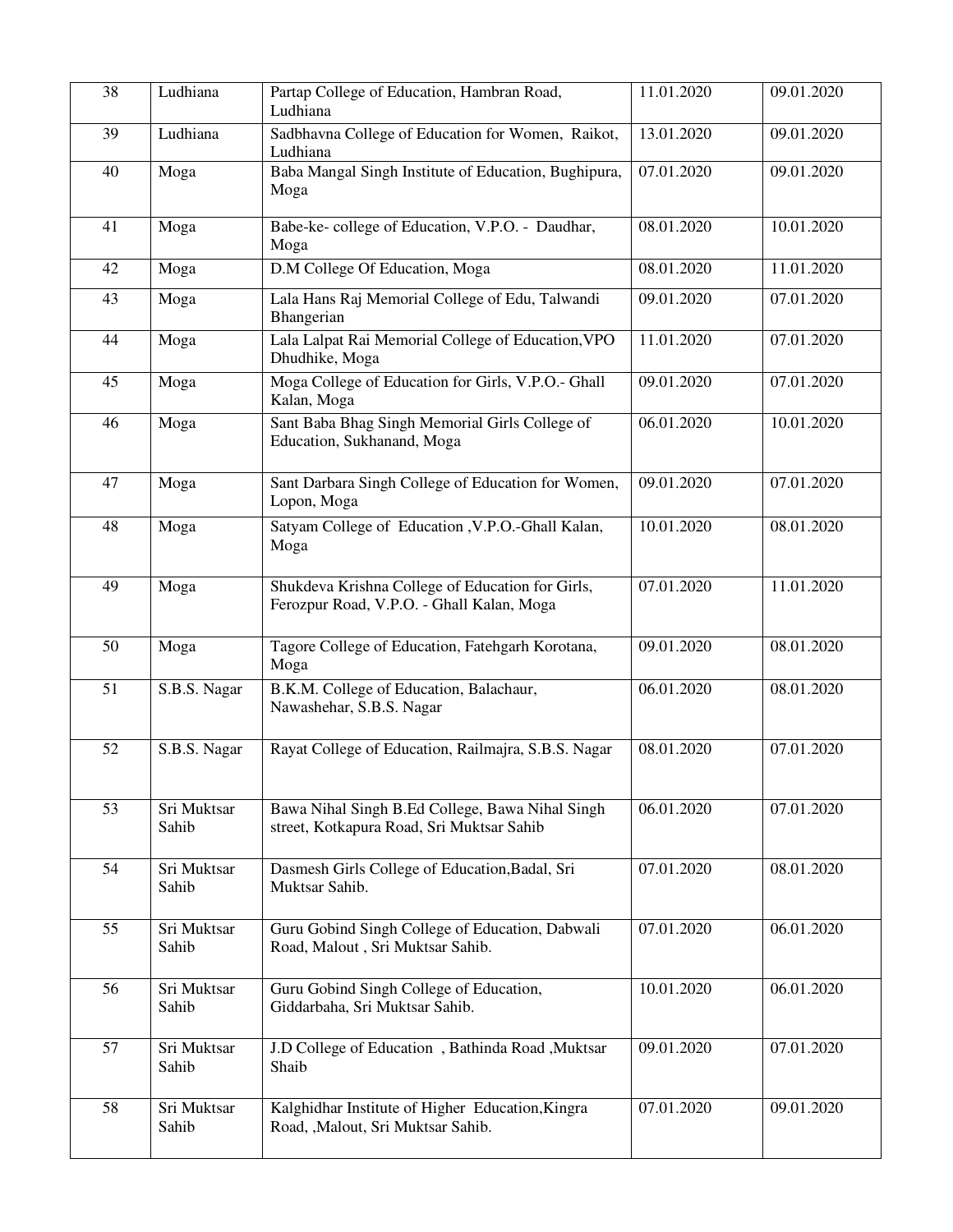| 38 | Ludhiana | Partap College of Education, Hambran Road, Ludhiana | 11.01.2020 | 09.01.2020 |
|---|---|---|---|---|
| 39 | Ludhiana | Sadbhavna College of Education for Women, Raikot, Ludhiana | 13.01.2020 | 09.01.2020 |
| 40 | Moga | Baba Mangal Singh Institute of Education, Bughipura, Moga | 07.01.2020 | 09.01.2020 |
| 41 | Moga | Babe-ke- college of Education, V.P.O. - Daudhar, Moga | 08.01.2020 | 10.01.2020 |
| 42 | Moga | D.M College Of Education, Moga | 08.01.2020 | 11.01.2020 |
| 43 | Moga | Lala Hans Raj Memorial College of Edu, Talwandi Bhangerian | 09.01.2020 | 07.01.2020 |
| 44 | Moga | Lala Lalpat Rai Memorial College of Education,VPO Dhudhike, Moga | 11.01.2020 | 07.01.2020 |
| 45 | Moga | Moga College of Education for Girls, V.P.O.- Ghall Kalan, Moga | 09.01.2020 | 07.01.2020 |
| 46 | Moga | Sant Baba Bhag Singh Memorial Girls College of Education, Sukhanand, Moga | 06.01.2020 | 10.01.2020 |
| 47 | Moga | Sant Darbara Singh College of Education for Women, Lopon, Moga | 09.01.2020 | 07.01.2020 |
| 48 | Moga | Satyam College of Education ,V.P.O.-Ghall Kalan, Moga | 10.01.2020 | 08.01.2020 |
| 49 | Moga | Shukdeva Krishna College of Education for Girls, Ferozpur Road, V.P.O. - Ghall Kalan, Moga | 07.01.2020 | 11.01.2020 |
| 50 | Moga | Tagore College of Education, Fatehgarh Korotana, Moga | 09.01.2020 | 08.01.2020 |
| 51 | S.B.S. Nagar | B.K.M. College of Education, Balachaur, Nawashehar, S.B.S. Nagar | 06.01.2020 | 08.01.2020 |
| 52 | S.B.S. Nagar | Rayat College of Education, Railmajra, S.B.S. Nagar | 08.01.2020 | 07.01.2020 |
| 53 | Sri Muktsar Sahib | Bawa Nihal Singh B.Ed College, Bawa Nihal Singh street, Kotkapura Road, Sri Muktsar Sahib | 06.01.2020 | 07.01.2020 |
| 54 | Sri Muktsar Sahib | Dasmesh Girls College of Education,Badal, Sri Muktsar Sahib. | 07.01.2020 | 08.01.2020 |
| 55 | Sri Muktsar Sahib | Guru Gobind Singh College of Education, Dabwali Road, Malout , Sri Muktsar Sahib. | 07.01.2020 | 06.01.2020 |
| 56 | Sri Muktsar Sahib | Guru Gobind Singh College of Education, Giddarbaha, Sri Muktsar Sahib. | 10.01.2020 | 06.01.2020 |
| 57 | Sri Muktsar Sahib | J.D College of Education , Bathinda Road ,Muktsar Shaib | 09.01.2020 | 07.01.2020 |
| 58 | Sri Muktsar Sahib | Kalghidhar Institute of Higher Education,Kingra Road, ,Malout, Sri Muktsar Sahib. | 07.01.2020 | 09.01.2020 |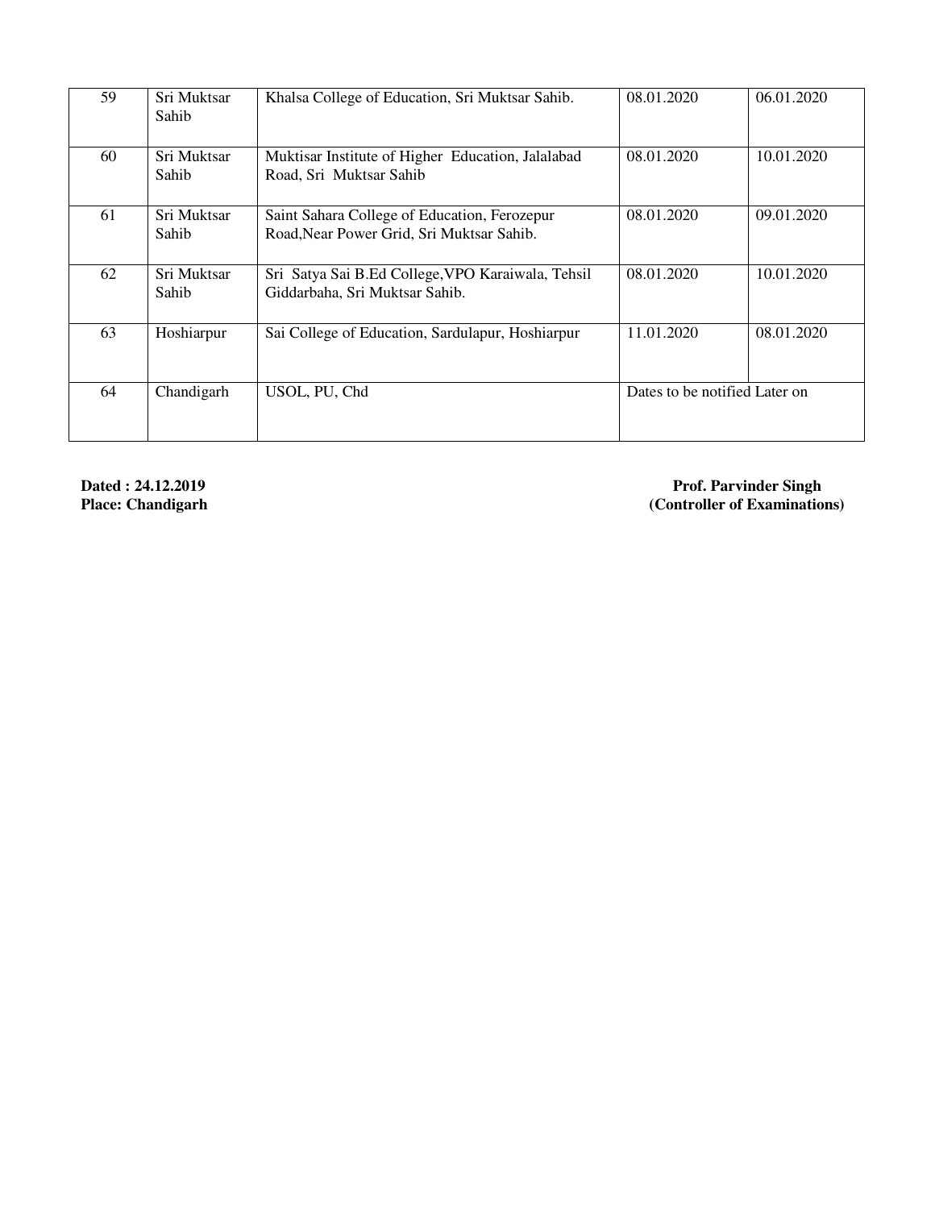| | | | | |
|---|---|---|---|---|
| 59 | Sri Muktsar Sahib | Khalsa College of Education, Sri Muktsar Sahib. | 08.01.2020 | 06.01.2020 |
| 60 | Sri Muktsar Sahib | Muktisar Institute of Higher Education, Jalalabad Road, Sri Muktsar Sahib | 08.01.2020 | 10.01.2020 |
| 61 | Sri Muktsar Sahib | Saint Sahara College of Education, Ferozepur Road,Near Power Grid, Sri Muktsar Sahib. | 08.01.2020 | 09.01.2020 |
| 62 | Sri Muktsar Sahib | Sri Satya Sai B.Ed College,VPO Karaiwala, Tehsil Giddarbaha, Sri Muktsar Sahib. | 08.01.2020 | 10.01.2020 |
| 63 | Hoshiarpur | Sai College of Education, Sardulapur, Hoshiarpur | 11.01.2020 | 08.01.2020 |
| 64 | Chandigarh | USOL, PU, Chd | Dates to be notified Later on | |

**Dated : 24.12.2019**
**Place: Chandigarh**

**Prof. Parvinder Singh**
**(Controller of Examinations)**